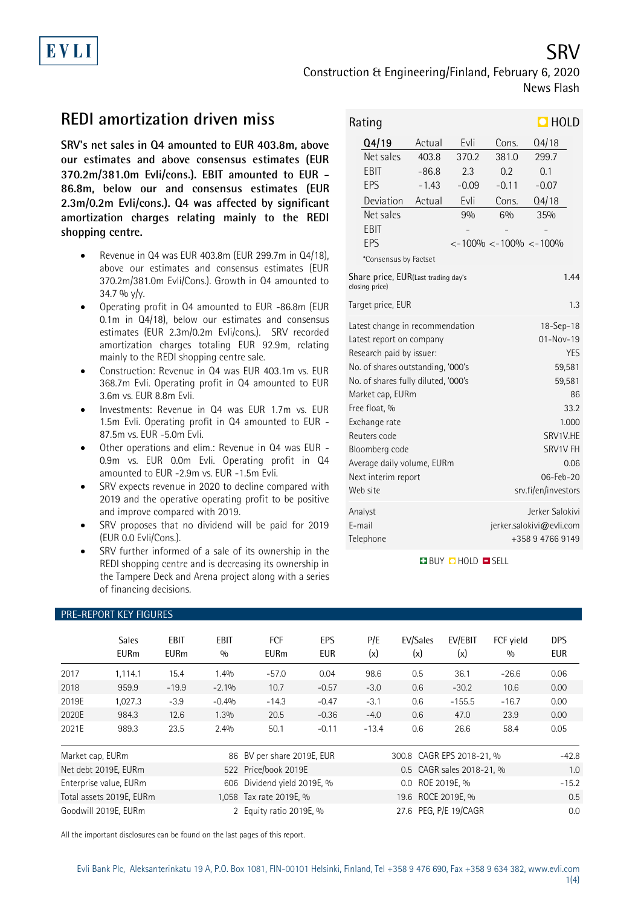EVLI

# SRV

Construction & Engineering/Finland, February 6, 2020
News Flash

## REDI amortization driven miss

**SRV's net sales in Q4 amounted to EUR 403.8m, above our estimates and above consensus estimates (EUR 370.2m/381.0m Evli/cons.). EBIT amounted to EUR -86.8m, below our and consensus estimates (EUR 2.3m/0.2m Evli/cons.). Q4 was affected by significant amortization charges relating mainly to the REDI shopping centre.**

- Revenue in Q4 was EUR 403.8m (EUR 299.7m in Q4/18), above our estimates and consensus estimates (EUR 370.2m/381.0m Evli/Cons.). Growth in Q4 amounted to 34.7 % y/y.
- Operating profit in Q4 amounted to EUR -86.8m (EUR 0.1m in Q4/18), below our estimates and consensus estimates (EUR 2.3m/0.2m Evli/cons.). SRV recorded amortization charges totaling EUR 92.9m, relating mainly to the REDI shopping centre sale.
- Construction: Revenue in Q4 was EUR 403.1m vs. EUR 368.7m Evli. Operating profit in Q4 amounted to EUR 3.6m vs. EUR 8.8m Evli.
- Investments: Revenue in Q4 was EUR 1.7m vs. EUR 1.5m Evli. Operating profit in Q4 amounted to EUR -87.5m vs. EUR -5.0m Evli.
- Other operations and elim.: Revenue in Q4 was EUR -0.9m vs. EUR 0.0m Evli. Operating profit in Q4 amounted to EUR -2.9m vs. EUR -1.5m Evli.
- SRV expects revenue in 2020 to decline compared with 2019 and the operative operating profit to be positive and improve compared with 2019.
- SRV proposes that no dividend will be paid for 2019 (EUR 0.0 Evli/Cons.).
- SRV further informed of a sale of its ownership in the REDI shopping centre and is decreasing its ownership in the Tampere Deck and Arena project along with a series of financing decisions.

**Rating: HOLD**

| Q4/19 | Actual | Evli | Cons. | Q4/18 |
|---|---|---|---|---|
| Net sales | 403.8 | 370.2 | 381.0 | 299.7 |
| EBIT | -86.8 | 2.3 | 0.2 | 0.1 |
| EPS | -1.43 | -0.09 | -0.11 | -0.07 |
| Deviation | Actual | Evli | Cons. | Q4/18 |
| Net sales | | 9% | 6% | 35% |
| EBIT | | - | - | - |
| EPS | | <-100% | <-100% | <-100% |

*Consensus by Factset

| | |
|---|---|
| Share price, EUR (Last trading day's closing price) | 1.44 |
| Target price, EUR | 1.3 |
| Latest change in recommendation | 18-Sep-18 |
| Latest report on company | 01-Nov-19 |
| Research paid by issuer: | YES |
| No. of shares outstanding, '000's | 59,581 |
| No. of shares fully diluted, '000's | 59,581 |
| Market cap, EURm | 86 |
| Free float, % | 33.2 |
| Exchange rate | 1.000 |
| Reuters code | SRV1V.HE |
| Bloomberg code | SRV1V FH |
| Average daily volume, EURm | 0.06 |
| Next interim report | 06-Feb-20 |
| Web site | srv.fi/en/investors |
| Analyst | Jerker Salokivi |
| E-mail | jerker.salokivi@evli.com |
| Telephone | +358 9 4766 9149 |

BUY HOLD SELL

### PRE-REPORT KEY FIGURES

| | Sales EURm | EBIT EURm | EBIT % | FCF EURm | EPS EUR | P/E (x) | EV/Sales (x) | EV/EBIT (x) | FCF yield % | DPS EUR |
|---|---|---|---|---|---|---|---|---|---|---|
| 2017 | 1,114.1 | 15.4 | 1.4% | -57.0 | 0.04 | 98.6 | 0.5 | 36.1 | -26.6 | 0.06 |
| 2018 | 959.9 | -19.9 | -2.1% | 10.7 | -0.57 | -3.0 | 0.6 | -30.2 | 10.6 | 0.00 |
| 2019E | 1,027.3 | -3.9 | -0.4% | -14.3 | -0.47 | -3.1 | 0.6 | -155.5 | -16.7 | 0.00 |
| 2020E | 984.3 | 12.6 | 1.3% | 20.5 | -0.36 | -4.0 | 0.6 | 47.0 | 23.9 | 0.00 |
| 2021E | 989.3 | 23.5 | 2.4% | 50.1 | -0.11 | -13.4 | 0.6 | 26.6 | 58.4 | 0.05 |

| | | | | | |
|---|---|---|---|---|---|
| Market cap, EURm | 86 | BV per share 2019E, EUR | 300.8 | CAGR EPS 2018-21, % | -42.8 |
| Net debt 2019E, EURm | 522 | Price/book 2019E | 0.5 | CAGR sales 2018-21, % | 1.0 |
| Enterprise value, EURm | 606 | Dividend yield 2019E, % | 0.0 | ROE 2019E, % | -15.2 |
| Total assets 2019E, EURm | 1,058 | Tax rate 2019E, % | 19.6 | ROCE 2019E, % | 0.5 |
| Goodwill 2019E, EURm | 2 | Equity ratio 2019E, % | 27.6 | PEG, P/E 19/CAGR | 0.0 |

All the important disclosures can be found on the last pages of this report.

Evli Bank Plc, Aleksanterinkatu 19 A, P.O. Box 1081, FIN-00101 Helsinki, Finland, Tel +358 9 476 690, Fax +358 9 634 382, www.evli.com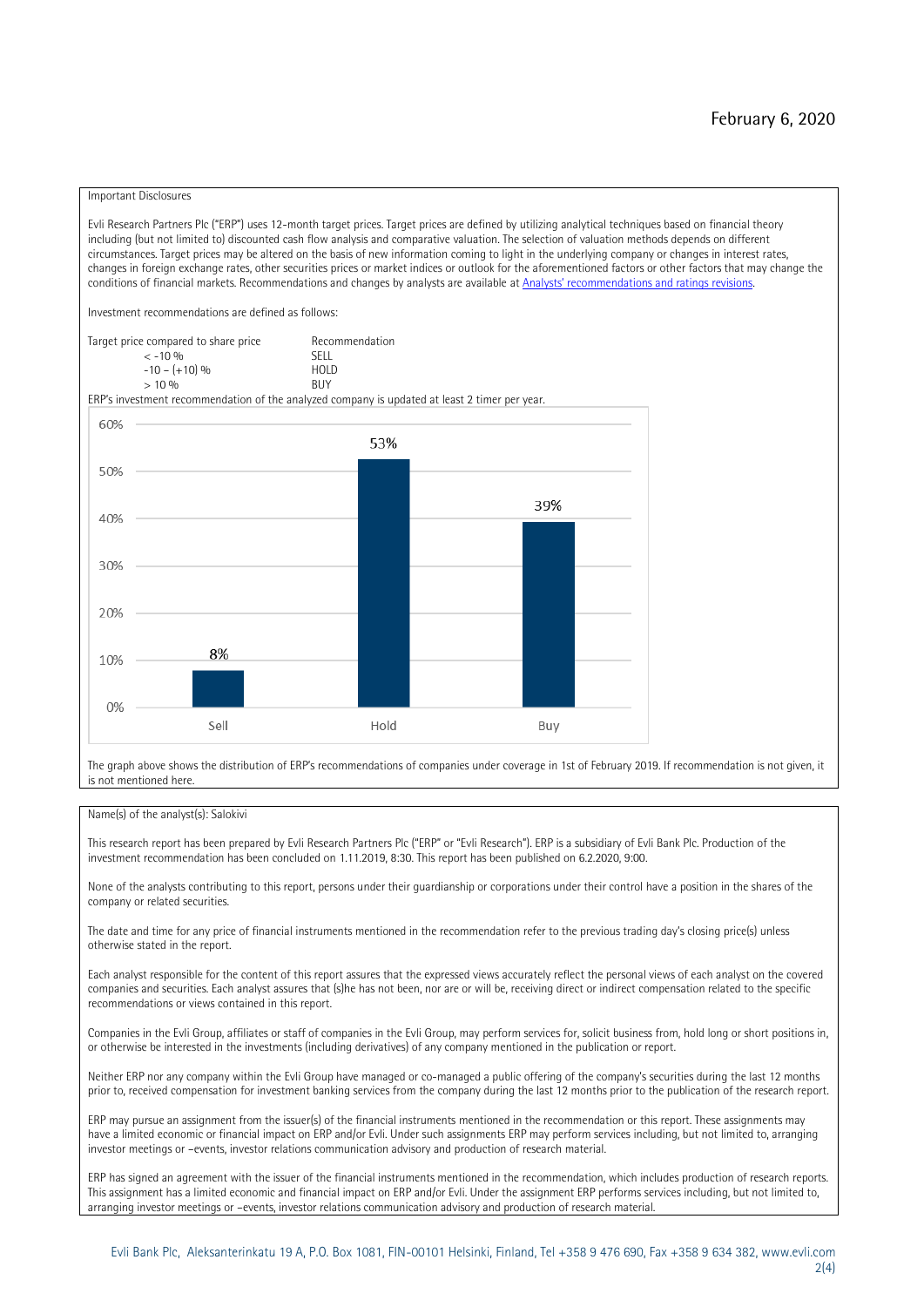February 6, 2020

Important Disclosures

Evli Research Partners Plc ("ERP") uses 12-month target prices. Target prices are defined by utilizing analytical techniques based on financial theory including (but not limited to) discounted cash flow analysis and comparative valuation. The selection of valuation methods depends on different circumstances. Target prices may be altered on the basis of new information coming to light in the underlying company or changes in interest rates, changes in foreign exchange rates, other securities prices or market indices or outlook for the aforementioned factors or other factors that may change the conditions of financial markets. Recommendations and changes by analysts are available at [Analysts' recommendations and ratings revisions](Analysts' recommendations and ratings revisions).

Investment recommendations are defined as follows:

| Target price compared to share price | Recommendation |
| --- | --- |
| < -10 % | SELL |
| -10 – (+10) % | HOLD |
| > 10 % | BUY |

ERP's investment recommendation of the analyzed company is updated at least 2 timer per year.

| Recommendation | Share |
| --- | --- |
| Sell | 8% |
| Hold | 53% |
| Buy | 39% |

The graph above shows the distribution of ERP's recommendations of companies under coverage in 1st of February 2019. If recommendation is not given, it is not mentioned here.

Name(s) of the analyst(s): Salokivi

This research report has been prepared by Evli Research Partners Plc ("ERP" or "Evli Research"). ERP is a subsidiary of Evli Bank Plc. Production of the investment recommendation has been concluded on 1.11.2019, 8:30. This report has been published on 6.2.2020, 9:00.

None of the analysts contributing to this report, persons under their guardianship or corporations under their control have a position in the shares of the company or related securities.

The date and time for any price of financial instruments mentioned in the recommendation refer to the previous trading day's closing price(s) unless otherwise stated in the report.

Each analyst responsible for the content of this report assures that the expressed views accurately reflect the personal views of each analyst on the covered companies and securities. Each analyst assures that (s)he has not been, nor are or will be, receiving direct or indirect compensation related to the specific recommendations or views contained in this report.

Companies in the Evli Group, affiliates or staff of companies in the Evli Group, may perform services for, solicit business from, hold long or short positions in, or otherwise be interested in the investments (including derivatives) of any company mentioned in the publication or report.

Neither ERP nor any company within the Evli Group have managed or co-managed a public offering of the company's securities during the last 12 months prior to, received compensation for investment banking services from the company during the last 12 months prior to the publication of the research report.

ERP may pursue an assignment from the issuer(s) of the financial instruments mentioned in the recommendation or this report. These assignments may have a limited economic or financial impact on ERP and/or Evli. Under such assignments ERP may perform services including, but not limited to, arranging investor meetings or –events, investor relations communication advisory and production of research material.

ERP has signed an agreement with the issuer of the financial instruments mentioned in the recommendation, which includes production of research reports. This assignment has a limited economic and financial impact on ERP and/or Evli. Under the assignment ERP performs services including, but not limited to, arranging investor meetings or –events, investor relations communication advisory and production of research material.

Evli Bank Plc, Aleksanterinkatu 19 A, P.O. Box 1081, FIN-00101 Helsinki, Finland, Tel +358 9 476 690, Fax +358 9 634 382, www.evli.com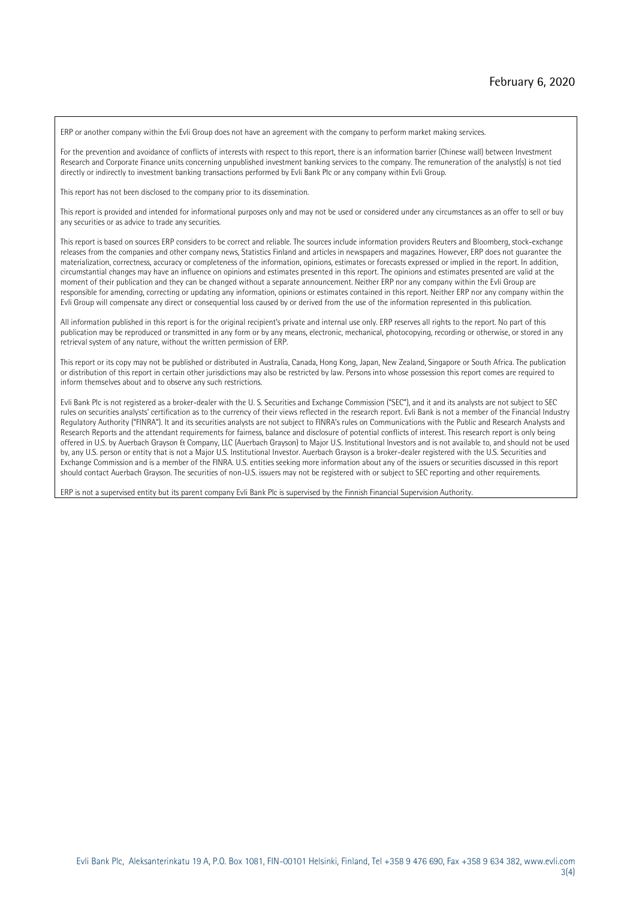ERP or another company within the Evli Group does not have an agreement with the company to perform market making services.

For the prevention and avoidance of conflicts of interests with respect to this report, there is an information barrier (Chinese wall) between Investment Research and Corporate Finance units concerning unpublished investment banking services to the company. The remuneration of the analyst(s) is not tied directly or indirectly to investment banking transactions performed by Evli Bank Plc or any company within Evli Group.

This report has not been disclosed to the company prior to its dissemination.

This report is provided and intended for informational purposes only and may not be used or considered under any circumstances as an offer to sell or buy any securities or as advice to trade any securities.

This report is based on sources ERP considers to be correct and reliable. The sources include information providers Reuters and Bloomberg, stock-exchange releases from the companies and other company news, Statistics Finland and articles in newspapers and magazines. However, ERP does not guarantee the materialization, correctness, accuracy or completeness of the information, opinions, estimates or forecasts expressed or implied in the report. In addition, circumstantial changes may have an influence on opinions and estimates presented in this report. The opinions and estimates presented are valid at the moment of their publication and they can be changed without a separate announcement. Neither ERP nor any company within the Evli Group are responsible for amending, correcting or updating any information, opinions or estimates contained in this report. Neither ERP nor any company within the Evli Group will compensate any direct or consequential loss caused by or derived from the use of the information represented in this publication.

All information published in this report is for the original recipient's private and internal use only. ERP reserves all rights to the report. No part of this publication may be reproduced or transmitted in any form or by any means, electronic, mechanical, photocopying, recording or otherwise, or stored in any retrieval system of any nature, without the written permission of ERP.

This report or its copy may not be published or distributed in Australia, Canada, Hong Kong, Japan, New Zealand, Singapore or South Africa. The publication or distribution of this report in certain other jurisdictions may also be restricted by law. Persons into whose possession this report comes are required to inform themselves about and to observe any such restrictions.

Evli Bank Plc is not registered as a broker-dealer with the U. S. Securities and Exchange Commission ("SEC"), and it and its analysts are not subject to SEC rules on securities analysts' certification as to the currency of their views reflected in the research report. Evli Bank is not a member of the Financial Industry Regulatory Authority ("FINRA"). It and its securities analysts are not subject to FINRA's rules on Communications with the Public and Research Analysts and Research Reports and the attendant requirements for fairness, balance and disclosure of potential conflicts of interest. This research report is only being offered in U.S. by Auerbach Grayson & Company, LLC (Auerbach Grayson) to Major U.S. Institutional Investors and is not available to, and should not be used by, any U.S. person or entity that is not a Major U.S. Institutional Investor. Auerbach Grayson is a broker-dealer registered with the U.S. Securities and Exchange Commission and is a member of the FINRA. U.S. entities seeking more information about any of the issuers or securities discussed in this report should contact Auerbach Grayson. The securities of non-U.S. issuers may not be registered with or subject to SEC reporting and other requirements.

ERP is not a supervised entity but its parent company Evli Bank Plc is supervised by the Finnish Financial Supervision Authority.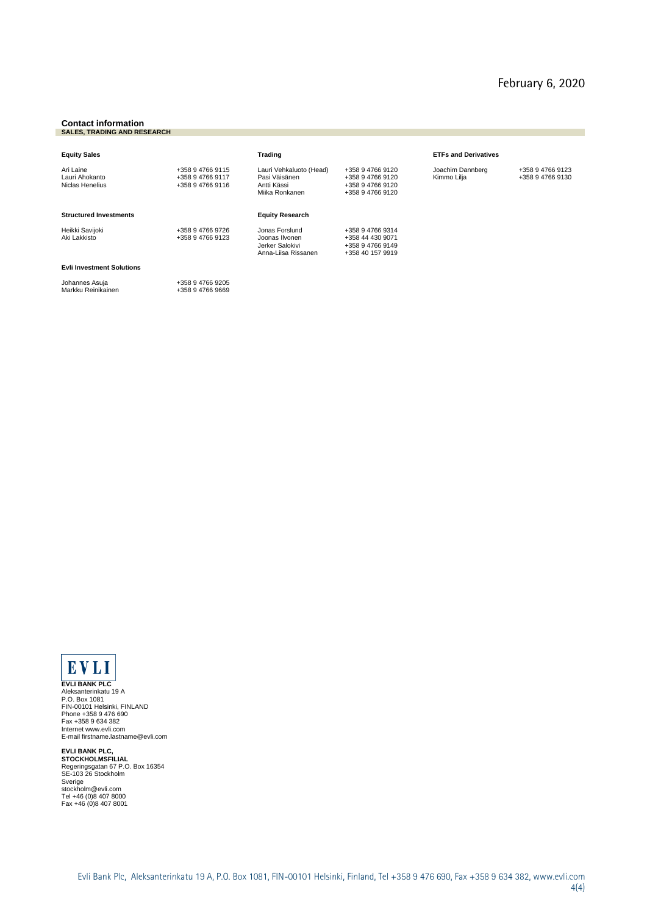February 6, 2020

## Contact information

**SALES, TRADING AND RESEARCH**

**Equity Sales**

| | |
|---|---|
| Ari Laine | +358 9 4766 9115 |
| Lauri Ahokanto | +358 9 4766 9117 |
| Niclas Henelius | +358 9 4766 9116 |

**Trading**

| | |
|---|---|
| Lauri Vehkaluoto (Head) | +358 9 4766 9120 |
| Pasi Väisänen | +358 9 4766 9120 |
| Antti Kässi | +358 9 4766 9120 |
| Miika Ronkanen | +358 9 4766 9120 |

**ETFs and Derivatives**

| | |
|---|---|
| Joachim Dannberg | +358 9 4766 9123 |
| Kimmo Lilja | +358 9 4766 9130 |

**Structured Investments**

| | |
|---|---|
| Heikki Savijoki | +358 9 4766 9726 |
| Aki Lakkisto | +358 9 4766 9123 |

**Equity Research**

| | |
|---|---|
| Jonas Forslund | +358 9 4766 9314 |
| Joonas Ilvonen | +358 44 430 9071 |
| Jerker Salokivi | +358 9 4766 9149 |
| Anna-Liisa Rissanen | +358 40 157 9919 |

**Evli Investment Solutions**

| | |
|---|---|
| Johannes Asuja | +358 9 4766 9205 |
| Markku Reinikainen | +358 9 4766 9669 |

EVLI

**EVLI BANK PLC**
Aleksanterinkatu 19 A
P.O. Box 1081
FIN-00101 Helsinki, FINLAND
Phone +358 9 476 690
Fax +358 9 634 382
Internet www.evli.com
E-mail firstname.lastname@evli.com

**EVLI BANK PLC, STOCKHOLMSFILIAL**
Regeringsgatan 67 P.O. Box 16354
SE-103 26 Stockholm
Sverige
stockholm@evli.com
Tel +46 (0)8 407 8000
Fax +46 (0)8 407 8001